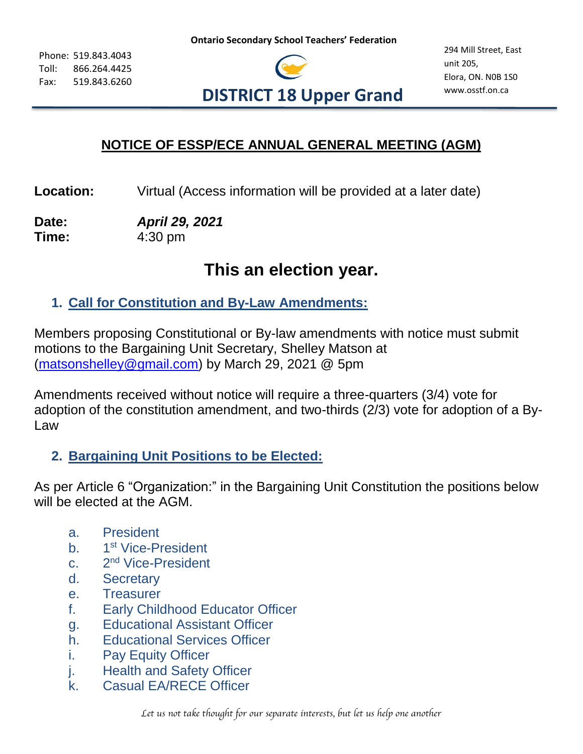Ontario Secondary School Teachers' Federation

Phone: 519.843.4043
Toll: 866.264.4425
Fax: 519.843.6260

# DISTRICT 18 Upper Grand

294 Mill Street, East
unit 205,
Elora, ON. N0B 1S0
www.osstf.on.ca

## NOTICE OF ESSP/ECE ANNUAL GENERAL MEETING (AGM)

**Location:** Virtual (Access information will be provided at a later date)

**Date:** ***April 29, 2021***
**Time:** 4:30 pm

## This an election year.

### 1. Call for Constitution and By-Law Amendments:

Members proposing Constitutional or By-law amendments with notice must submit motions to the Bargaining Unit Secretary, Shelley Matson at (matsonshelley@gmail.com) by March 29, 2021 @ 5pm

Amendments received without notice will require a three-quarters (3/4) vote for adoption of the constitution amendment, and two-thirds (2/3) vote for adoption of a By-Law

### 2. Bargaining Unit Positions to be Elected:

As per Article 6 "Organization:" in the Bargaining Unit Constitution the positions below will be elected at the AGM.

a. President
b. 1st Vice-President
c. 2nd Vice-President
d. Secretary
e. Treasurer
f. Early Childhood Educator Officer
g. Educational Assistant Officer
h. Educational Services Officer
i. Pay Equity Officer
j. Health and Safety Officer
k. Casual EA/RECE Officer

*Let us not take thought for our separate interests, but let us help one another*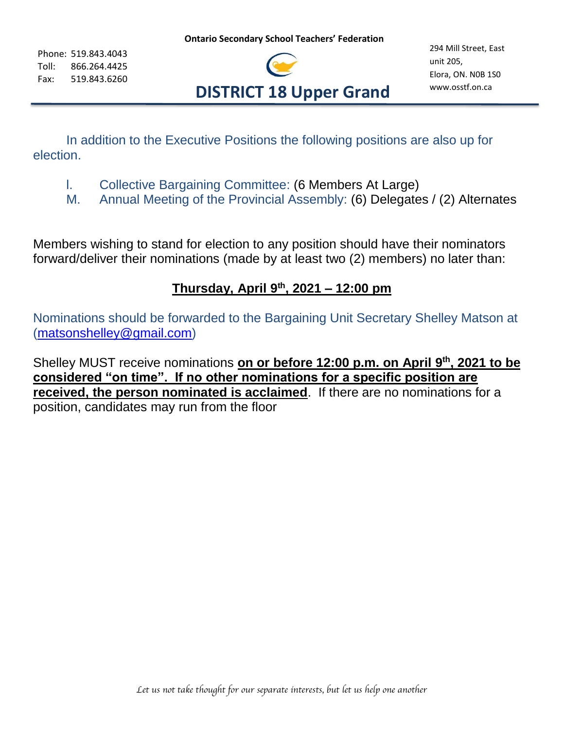**Ontario Secondary School Teachers' Federation**

Phone: 519.843.4043
Toll: 866.264.4425
Fax: 519.843.6260

# DISTRICT 18 Upper Grand

294 Mill Street, East
unit 205,
Elora, ON. N0B 1S0
www.osstf.on.ca

In addition to the Executive Positions the following positions are also up for election.

L. Collective Bargaining Committee: (6 Members At Large)
M. Annual Meeting of the Provincial Assembly: (6) Delegates / (2) Alternates

Members wishing to stand for election to any position should have their nominators forward/deliver their nominations (made by at least two (2) members) no later than:

**Thursday, April 9th, 2021 – 12:00 pm**

Nominations should be forwarded to the Bargaining Unit Secretary Shelley Matson at (matsonshelley@gmail.com)

Shelley MUST receive nominations **on or before 12:00 p.m. on April 9th, 2021 to be considered "on time". If no other nominations for a specific position are received, the person nominated is acclaimed**. If there are no nominations for a position, candidates may run from the floor

*Let us not take thought for our separate interests, but let us help one another*